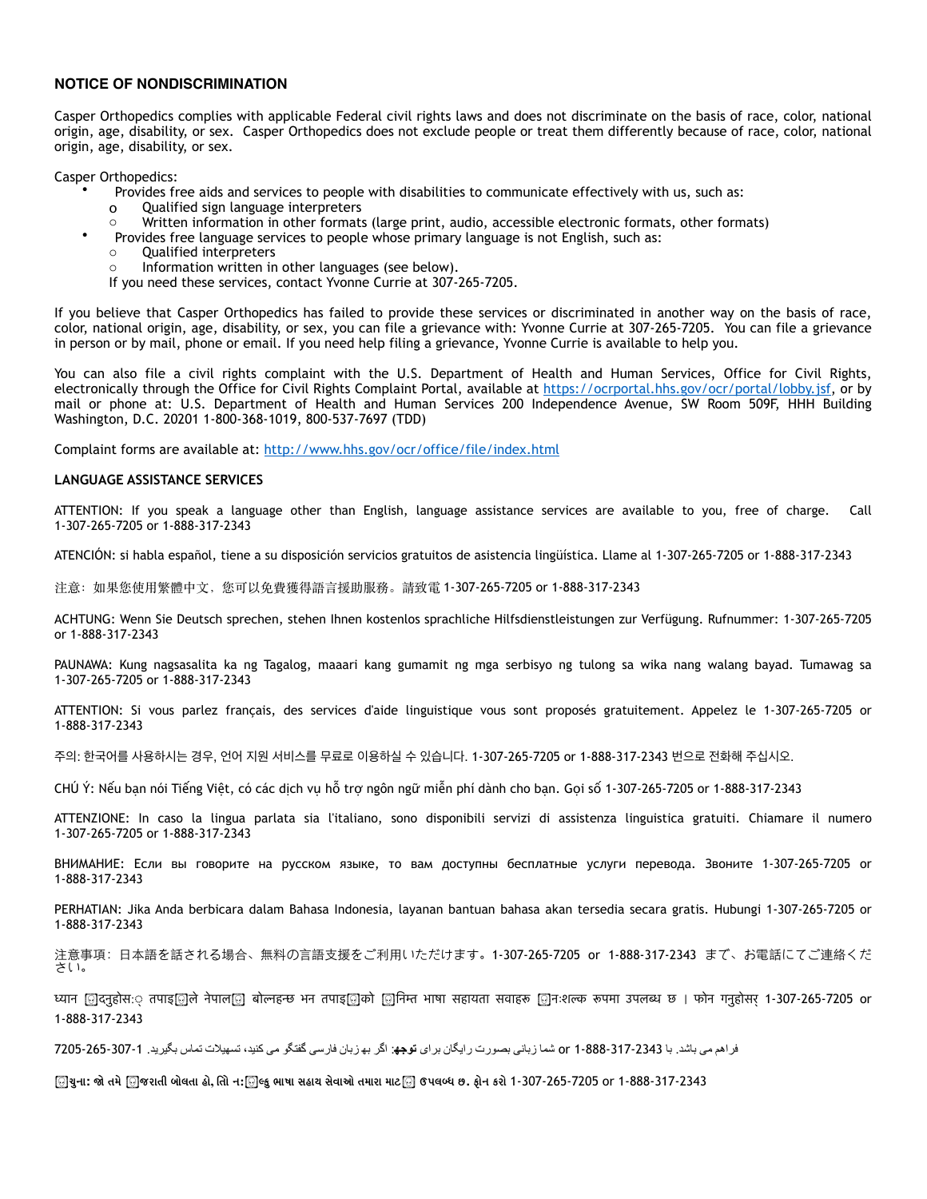## NOTICE OF NONDISCRIMINATION

Casper Orthopedics complies with applicable Federal civil rights laws and does not discriminate on the basis of race, color, national origin, age, disability, or sex. Casper Orthopedics does not exclude people or treat them differently because of race, color, national origin, age, disability, or sex.

Casper Orthopedics:

- Provides free aids and services to people with disabilities to communicate effectively with us, such as:
  - Qualified sign language interpreters
  - Written information in other formats (large print, audio, accessible electronic formats, other formats)
- Provides free language services to people whose primary language is not English, such as:
  - Qualified interpreters
  - Information written in other languages (see below).

  If you need these services, contact Yvonne Currie at 307-265-7205.

If you believe that Casper Orthopedics has failed to provide these services or discriminated in another way on the basis of race, color, national origin, age, disability, or sex, you can file a grievance with: Yvonne Currie at 307-265-7205. You can file a grievance in person or by mail, phone or email. If you need help filing a grievance, Yvonne Currie is available to help you.

You can also file a civil rights complaint with the U.S. Department of Health and Human Services, Office for Civil Rights, electronically through the Office for Civil Rights Complaint Portal, available at https://ocrportal.hhs.gov/ocr/portal/lobby.jsf, or by mail or phone at: U.S. Department of Health and Human Services 200 Independence Avenue, SW Room 509F, HHH Building Washington, D.C. 20201 1-800-368-1019, 800-537-7697 (TDD)

Complaint forms are available at: http://www.hhs.gov/ocr/office/file/index.html

## LANGUAGE ASSISTANCE SERVICES

ATTENTION: If you speak a language other than English, language assistance services are available to you, free of charge. Call 1-307-265-7205 or 1-888-317-2343

ATENCIÓN: si habla español, tiene a su disposición servicios gratuitos de asistencia lingüística. Llame al 1-307-265-7205 or 1-888-317-2343

注意：如果您使用繁體中文，您可以免費獲得語言援助服務。請致電 1-307-265-7205 or 1-888-317-2343

ACHTUNG: Wenn Sie Deutsch sprechen, stehen Ihnen kostenlos sprachliche Hilfsdienstleistungen zur Verfügung. Rufnummer: 1-307-265-7205 or 1-888-317-2343

PAUNAWA: Kung nagsasalita ka ng Tagalog, maaari kang gumamit ng mga serbisyo ng tulong sa wika nang walang bayad. Tumawag sa 1-307-265-7205 or 1-888-317-2343

ATTENTION: Si vous parlez français, des services d'aide linguistique vous sont proposés gratuitement. Appelez le 1-307-265-7205 or 1-888-317-2343

주의: 한국어를 사용하시는 경우, 언어 지원 서비스를 무료로 이용하실 수 있습니다. 1-307-265-7205 or 1-888-317-2343 번으로 전화해 주십시오.

CHÚ Ý: Nếu bạn nói Tiếng Việt, có các dịch vụ hỗ trợ ngôn ngữ miễn phí dành cho bạn. Gọi số 1-307-265-7205 or 1-888-317-2343

ATTENZIONE: In caso la lingua parlata sia l'italiano, sono disponibili servizi di assistenza linguistica gratuiti. Chiamare il numero 1-307-265-7205 or 1-888-317-2343

ВНИМАНИЕ: Если вы говорите на русском языке, то вам доступны бесплатные услуги перевода. Звоните 1-307-265-7205 or 1-888-317-2343

PERHATIAN: Jika Anda berbicara dalam Bahasa Indonesia, layanan bantuan bahasa akan tersedia secara gratis. Hubungi 1-307-265-7205 or 1-888-317-2343

注意事項：日本語を話される場合、無料の言語支援をご利用いただけます。1-307-265-7205 or 1-888-317-2343 まで、お電話にてご連絡ください。

ध्यान दिनुहोस: तपाइँले नेपाली बोल्नुहुन्छ भने तपाइँको निम्ति भाषा सहायता सेवाहरू निःशुल्क रूपमा उपलब्ध छ । फोन गर्नुहोस् 1-307-265-7205 or 1-888-317-2343

**توجه**: اگر به زبان فارسی گفتگو می کنید، تسهیلات زبانی بصورت رایگان برای شما فراهم می باشد. با 1-307-265-7205 or 1-888-317-2343 تماس بگیرید.

**સુચના: જો તમે ગુજરાતી બોલતા હો, તો નિ:શુલ્ક ભાષા સહાય સેવાઓ તમારા માટે ઉપલબ્ધ છે. ફોન કરો 1-307-265-7205 or 1-888-317-2343**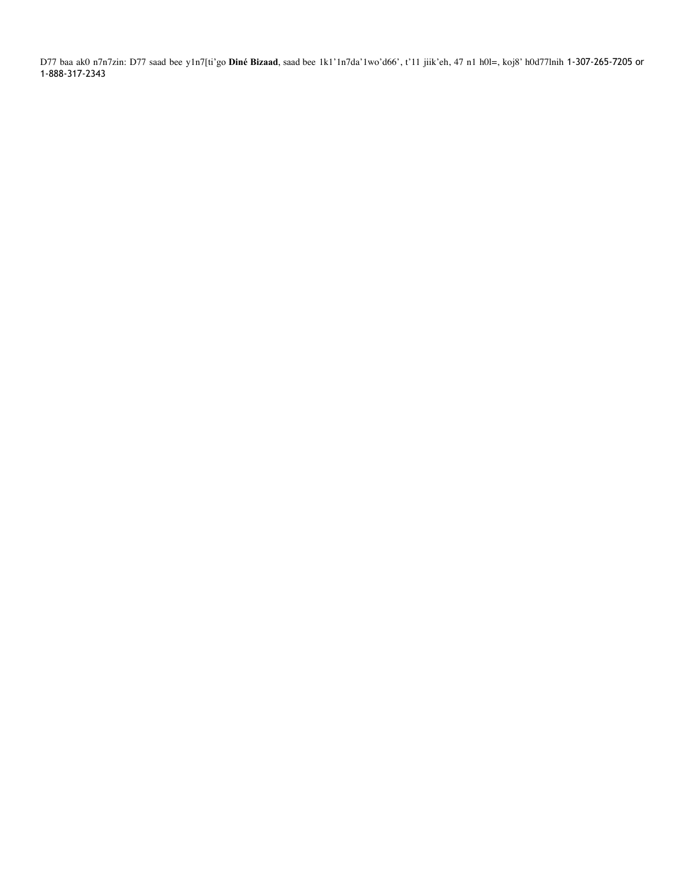D77 baa ak0 n7n7zin: D77 saad bee y1n7[ti'go **Diné Bizaad**, saad bee 1k1'1n7da'1wo'd66', t'11 jiik'eh, 47 n1 h0l=, koj8' h0d77lnih 1-307-265-7205 or 1-888-317-2343